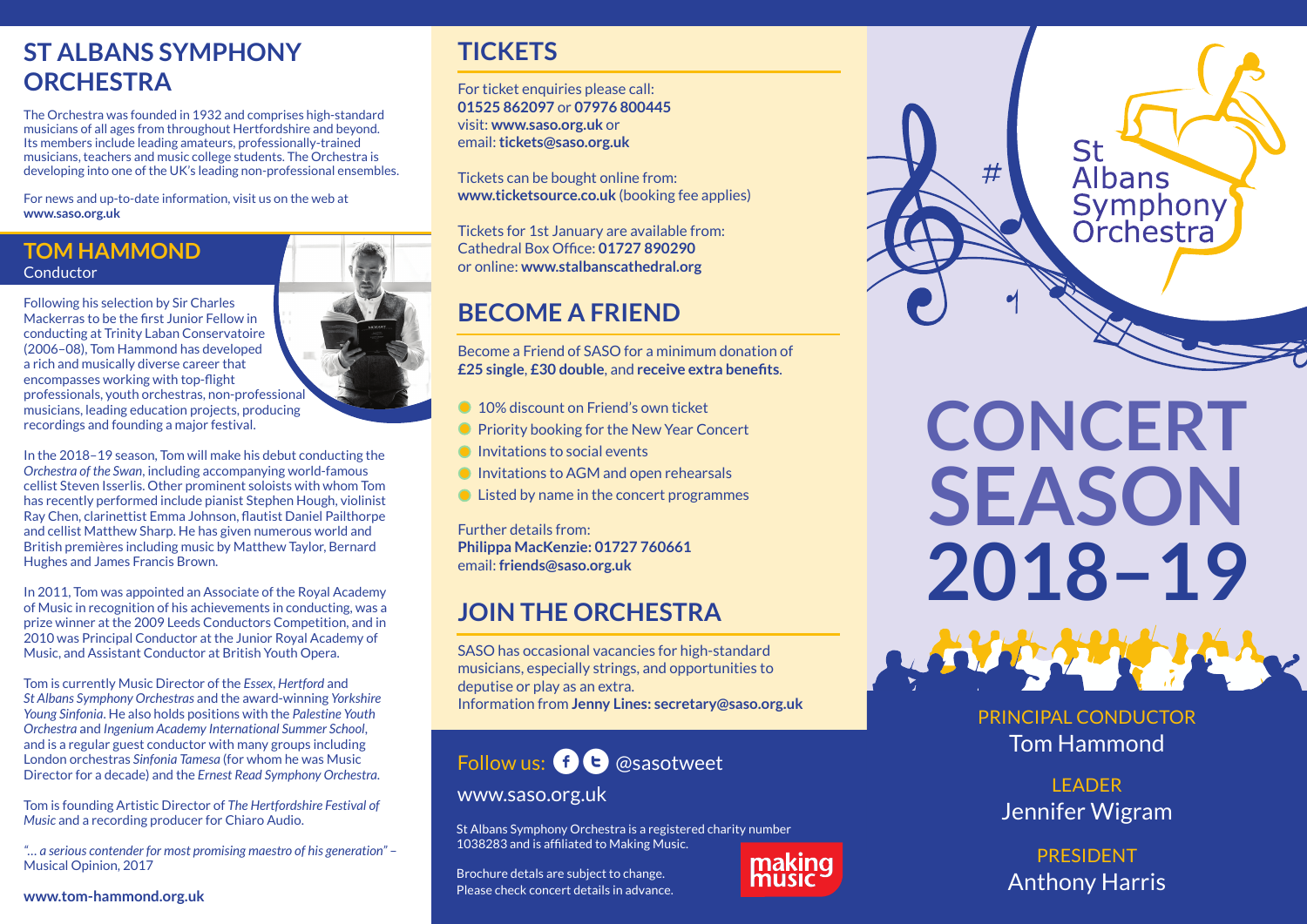# ST ALBANS SYMPHONY ORCHESTRA

The Orchestra was founded in 1932 and comprises high-standard musicians of all ages from throughout Hertfordshire and beyond. Its members include leading amateurs, professionally-trained musicians, teachers and music college students. The Orchestra is developing into one of the UK's leading non-professional ensembles.

For news and up-to-date information, visit us on the web at **www.saso.org.uk**

## TOM HAMMOND

Conductor

Following his selection by Sir Charles Mackerras to be the first Junior Fellow in conducting at Trinity Laban Conservatoire (2006–08), Tom Hammond has developed a rich and musically diverse career that encompasses working with top-flight professionals, youth orchestras, non-professional musicians, leading education projects, producing recordings and founding a major festival.

In the 2018–19 season, Tom will make his debut conducting the *Orchestra of the Swan*, including accompanying world-famous cellist Steven Isserlis. Other prominent soloists with whom Tom has recently performed include pianist Stephen Hough, violinist Ray Chen, clarinettist Emma Johnson, flautist Daniel Pailthorpe and cellist Matthew Sharp. He has given numerous world and British premières including music by Matthew Taylor, Bernard Hughes and James Francis Brown.

In 2011, Tom was appointed an Associate of the Royal Academy of Music in recognition of his achievements in conducting, was a prize winner at the 2009 Leeds Conductors Competition, and in 2010 was Principal Conductor at the Junior Royal Academy of Music, and Assistant Conductor at British Youth Opera.

Tom is currently Music Director of the *Essex*, *Hertford* and *St Albans Symphony Orchestras* and the award-winning *Yorkshire Young Sinfonia*. He also holds positions with the *Palestine Youth Orchestra* and *Ingenium Academy International Summer School*, and is a regular guest conductor with many groups including London orchestras *Sinfonia Tamesa* (for whom he was Music Director for a decade) and the *Ernest Read Symphony Orchestra*.

Tom is founding Artistic Director of *The Hertfordshire Festival of Music* and a recording producer for Chiaro Audio.

*"… a serious contender for most promising maestro of his generation"* – Musical Opinion, 2017

**www.tom-hammond.org.uk**

# TICKETS

For ticket enquiries please call:
**01525 862097** or **07976 800445**
visit: **www.saso.org.uk** or
email: **tickets@saso.org.uk**

Tickets can be bought online from:
**www.ticketsource.co.uk** (booking fee applies)

Tickets for 1st January are available from:
Cathedral Box Office: **01727 890290**
or online: **www.stalbanscathedral.org**

# BECOME A FRIEND

Become a Friend of SASO for a minimum donation of **£25 single**, **£30 double**, and **receive extra benefits**.

- 10% discount on Friend's own ticket
- Priority booking for the New Year Concert
- Invitations to social events
- Invitations to AGM and open rehearsals
- Listed by name in the concert programmes

Further details from:
**Philippa MacKenzie: 01727 760661**
email: **friends@saso.org.uk**

# JOIN THE ORCHESTRA

SASO has occasional vacancies for high-standard musicians, especially strings, and opportunities to deputise or play as an extra.
Information from **Jenny Lines: secretary@saso.org.uk**

Follow us: @sasotweet

www.saso.org.uk

St Albans Symphony Orchestra is a registered charity number 1038283 and is affiliated to Making Music.

Brochure detals are subject to change.
Please check concert details in advance.

making music

St Albans Symphony Orchestra

# CONCERT SEASON 2018–19

PRINCIPAL CONDUCTOR
Tom Hammond

LEADER
Jennifer Wigram

PRESIDENT
Anthony Harris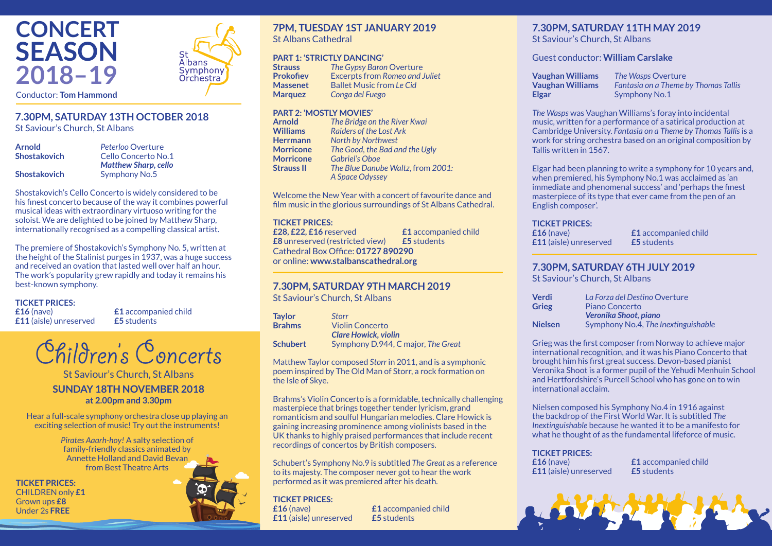# CONCERT SEASON 2018–19

St Albans Symphony Orchestra

Conductor: **Tom Hammond**

## 7.30PM, SATURDAY 13TH OCTOBER 2018

St Saviour's Church, St Albans

| | |
|---|---|
| **Arnold** | *Peterloo* Overture |
| **Shostakovich** | Cello Concerto No.1 *__Matthew Sharp, cello__* |
| **Shostakovich** | Symphony No.5 |

Shostakovich's Cello Concerto is widely considered to be his finest concerto because of the way it combines powerful musical ideas with extraordinary virtuoso writing for the soloist. We are delighted to be joined by Matthew Sharp, internationally recognised as a compelling classical artist.

The premiere of Shostakovich's Symphony No. 5, written at the height of the Stalinist purges in 1937, was a huge success and received an ovation that lasted well over half an hour. The work's popularity grew rapidly and today it remains his best-known symphony.

**TICKET PRICES:**
**£16** (nave) — **£1** accompanied child
**£11** (aisle) unreserved — **£5** students

## Children's Concerts

St Saviour's Church, St Albans

**SUNDAY 18TH NOVEMBER 2018**
**at 2.00pm and 3.30pm**

Hear a full-scale symphony orchestra close up playing an exciting selection of music! Try out the instruments!

*Pirates Aaarh-hoy!* A salty selection of family-friendly classics animated by Annette Holland and David Bevan from Best Theatre Arts

**TICKET PRICES:**
CHILDREN only **£1**
Grown ups **£8**
Under 2s **FREE**

## 7PM, TUESDAY 1ST JANUARY 2019

St Albans Cathedral

**PART 1: 'STRICTLY DANCING'**

| | |
|---|---|
| **Strauss** | *The Gypsy Baron* Overture |
| **Prokofiev** | Excerpts from *Romeo and Juliet* |
| **Massenet** | Ballet Music from *Le Cid* |
| **Marquez** | *Conga del Fuego* |

**PART 2: 'MOSTLY MOVIES'**

| | |
|---|---|
| **Arnold** | *The Bridge on the River Kwai* |
| **Williams** | *Raiders of the Lost Ark* |
| **Herrmann** | *North by Northwest* |
| **Morricone** | *The Good, the Bad and the Ugly* |
| **Morricone** | *Gabriel's Oboe* |
| **Strauss II** | *The Blue Danube Waltz*, from *2001: A Space Odyssey* |

Welcome the New Year with a concert of favourite dance and film music in the glorious surroundings of St Albans Cathedral.

**TICKET PRICES:**
**£28, £22, £16** reserved — **£1** accompanied child
**£8** unreserved (restricted view) — **£5** students
Cathedral Box Office: **01727 890290**
or online: **www.stalbanscathedral.org**

## 7.30PM, SATURDAY 9TH MARCH 2019

St Saviour's Church, St Albans

| | |
|---|---|
| **Taylor** | *Storr* |
| **Brahms** | Violin Concerto *__Clare Howick, violin__* |
| **Schubert** | Symphony D.944, C major, *The Great* |

Matthew Taylor composed *Storr* in 2011, and is a symphonic poem inspired by The Old Man of Storr, a rock formation on the Isle of Skye.

Brahms's Violin Concerto is a formidable, technically challenging masterpiece that brings together tender lyricism, grand romanticism and soulful Hungarian melodies. Clare Howick is gaining increasing prominence among violinists based in the UK thanks to highly praised performances that include recent recordings of concertos by British composers.

Schubert's Symphony No.9 is subtitled *The Great* as a reference to its majesty. The composer never got to hear the work performed as it was premiered after his death.

**TICKET PRICES:**
**£16** (nave) — **£1** accompanied child
**£11** (aisle) unreserved — **£5** students

## 7.30PM, SATURDAY 11TH MAY 2019

St Saviour's Church, St Albans

Guest conductor: **William Carslake**

| | |
|---|---|
| **Vaughan Williams** | *The Wasps* Overture |
| **Vaughan Williams** | *Fantasia on a Theme by Thomas Tallis* |
| **Elgar** | Symphony No.1 |

*The Wasps* was Vaughan Williams's foray into incidental music, written for a performance of a satirical production at Cambridge University. *Fantasia on a Theme by Thomas Tallis* is a work for string orchestra based on an original composition by Tallis written in 1567.

Elgar had been planning to write a symphony for 10 years and, when premiered, his Symphony No.1 was acclaimed as 'an immediate and phenomenal success' and 'perhaps the finest masterpiece of its type that ever came from the pen of an English composer'.

**TICKET PRICES:**
**£16** (nave) — **£1** accompanied child
**£11** (aisle) unreserved — **£5** students

## 7.30PM, SATURDAY 6TH JULY 2019

St Saviour's Church, St Albans

| | |
|---|---|
| **Verdi** | *La Forza del Destino* Overture |
| **Grieg** | Piano Concerto *__Veronika Shoot, piano__* |
| **Nielsen** | Symphony No.4, *The Inextinguishable* |

Grieg was the first composer from Norway to achieve major international recognition, and it was his Piano Concerto that brought him his first great success. Devon-based pianist Veronika Shoot is a former pupil of the Yehudi Menhuin School and Hertfordshire's Purcell School who has gone on to win international acclaim.

Nielsen composed his Symphony No.4 in 1916 against the backdrop of the First World War. It is subtitled *The Inextinguishable* because he wanted it to be a manifesto for what he thought of as the fundamental lifeforce of music.

**TICKET PRICES:**
**£16** (nave) — **£1** accompanied child
**£11** (aisle) unreserved — **£5** students